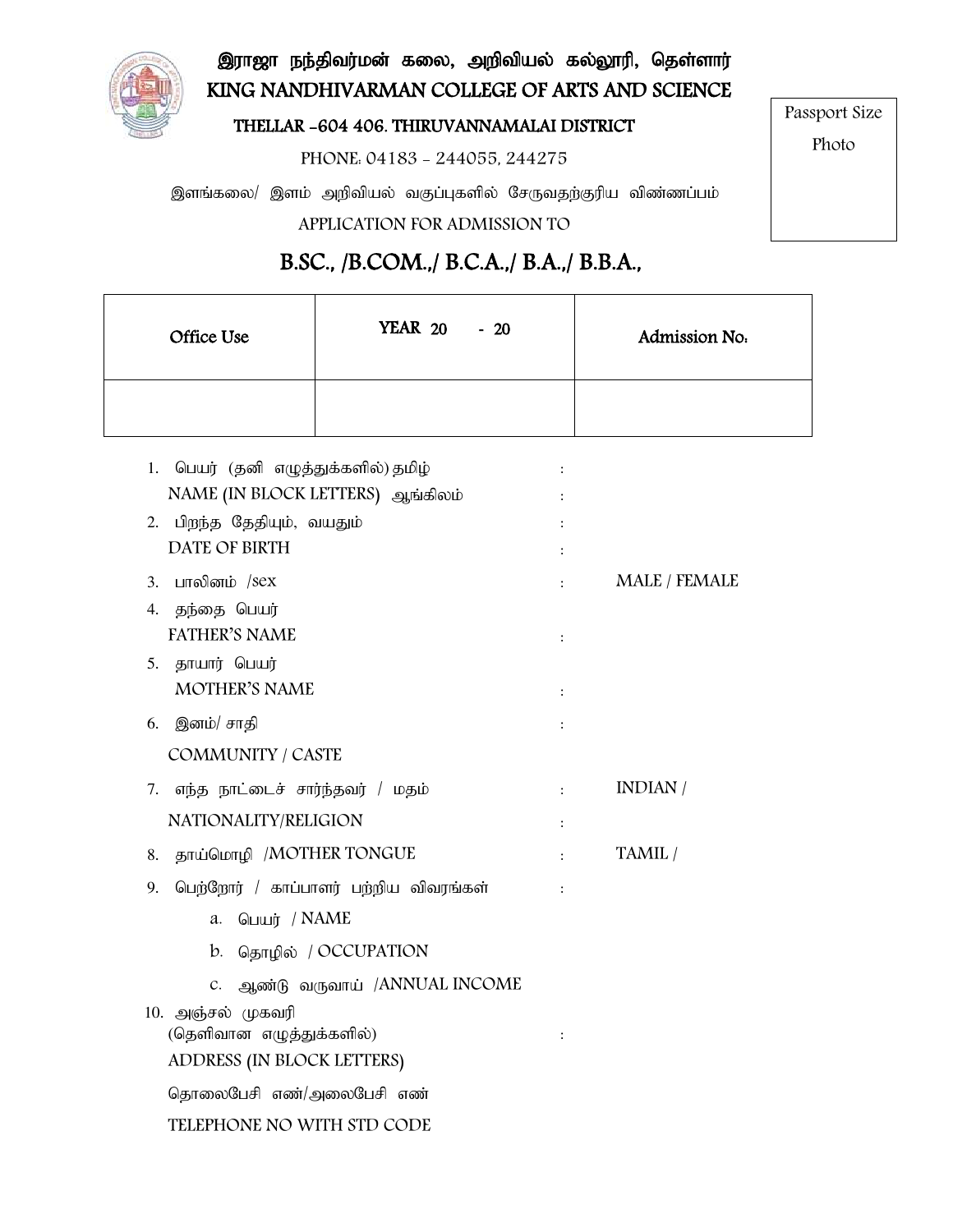# இராஜா நந்திவர்மன் கலை, அறிவியல் கல்லூரி, தெள்ளார்

# KING NANDHIVARMAN COLLEGE OF ARTS AND SCIENCE

**THELLAR -604 406. THIRUVANNAMALAI DISTRICT**

PHONE: 04183 - 244055, 244275

Passport Size Photo

இளங்கலை/ இளம் அறிவியல் வகுப்புகளில் சேருவதற்குரிய விண்ணப்பம்

APPLICATION FOR ADMISSION TO

## B.SC., /B.COM.,/ B.C.A.,/ B.A.,/ B.B.A.,

| Office Use | YEAR 20 - 20 | Admission No: |
|---|---|---|
| | | |

1. பெயர் (தனி எழுத்துக்களில்) தமிழ் :
   NAME (IN BLOCK LETTERS) ஆங்கிலம் :
2. பிறந்த தேதியும், வயதும் :
   DATE OF BIRTH :
3. பாலினம் /sex : MALE / FEMALE
4. தந்தை பெயர்
   FATHER'S NAME :
5. தாயார் பெயர்
   MOTHER'S NAME :
6. இனம்/ சாதி :
   COMMUNITY / CASTE
7. எந்த நாட்டைச் சார்ந்தவர் / மதம் : INDIAN /
   NATIONALITY/RELIGION :
8. தாய்மொழி /MOTHER TONGUE : TAMIL /
9. பெற்றோர் / காப்பாளர் பற்றிய விவரங்கள் :
   a. பெயர் / NAME
   b. தொழில் / OCCUPATION
   c. ஆண்டு வருவாய் /ANNUAL INCOME
10. அஞ்சல் முகவரி
    (தெளிவான எழுத்துக்களில்) :
    ADDRESS (IN BLOCK LETTERS)
    
    தொலைபேசி எண்/அலைபேசி எண்
    
    TELEPHONE NO WITH STD CODE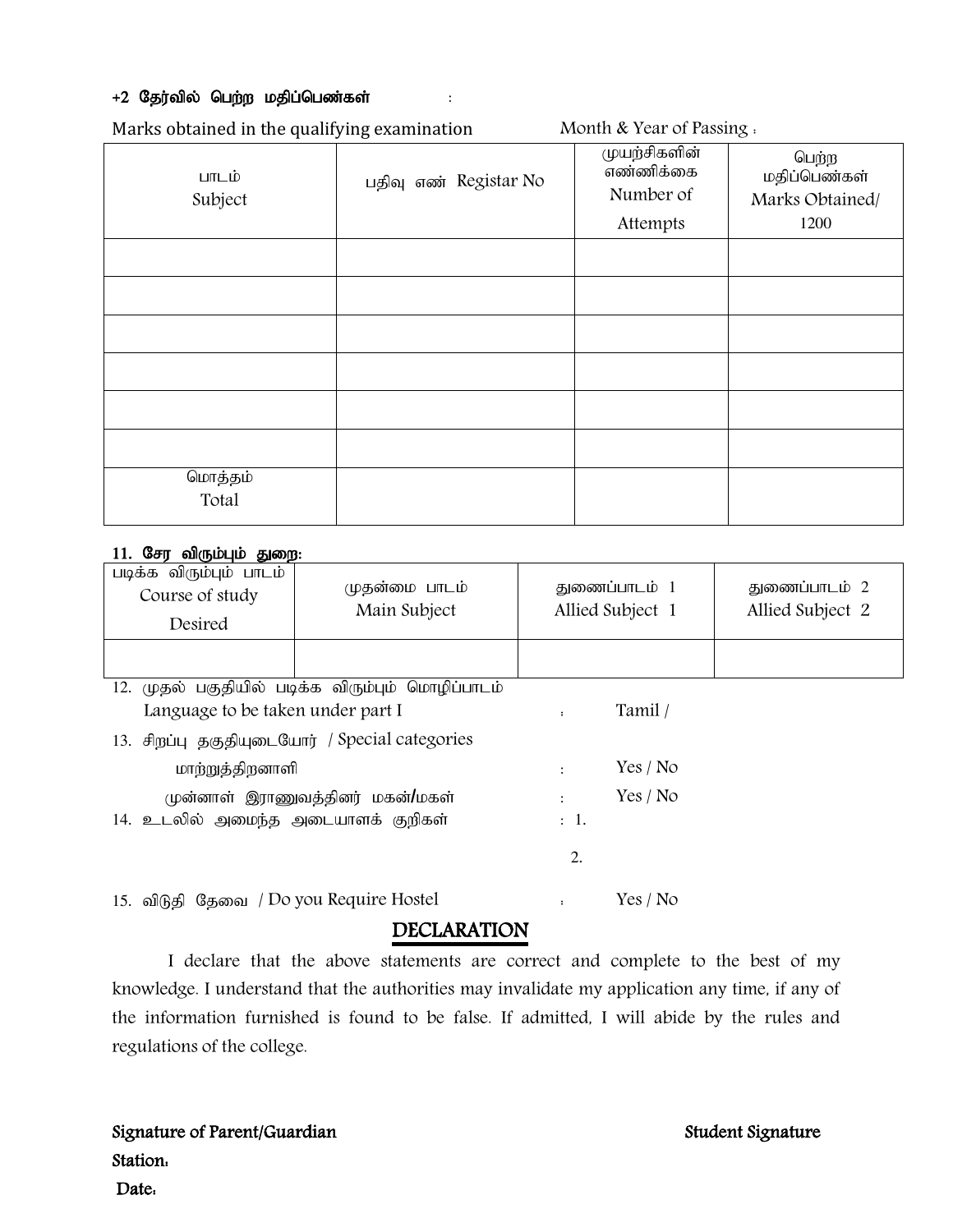**+2 தேர்வில் பெற்ற மதிப்பெண்கள்** :

Marks obtained in the qualifying examination Month & Year of Passing :

| பாடம் Subject | பதிவு எண் Registar No | முயற்சிகளின் எண்ணிக்கை Number of Attempts | பெற்ற மதிப்பெண்கள் Marks Obtained/ 1200 |
|---|---|---|---|
| | | | |
| | | | |
| | | | |
| | | | |
| | | | |
| | | | |
| மொத்தம் Total | | | |

**11. சேர விரும்பும் துறை:**

| படிக்க விரும்பும் பாடம் Course of study Desired | முதன்மை பாடம் Main Subject | துணைப்பாடம் 1 Allied Subject 1 | துணைப்பாடம் 2 Allied Subject 2 |
|---|---|---|---|
| | | | |

12. முதல் பகுதியில் படிக்க விரும்பும் மொழிப்பாடம்
Language to be taken under part I : Tamil /

13. சிறப்பு தகுதியுடையோர் / Special categories

மாற்றுத்திறனாளி : Yes / No

முன்னாள் இராணுவத்தினர் மகன்/மகள் : Yes / No

14. உடலில் அமைந்த அடையாளக் குறிகள் : 1.

2.

15. விடுதி தேவை / Do you Require Hostel : Yes / No

## DECLARATION

I declare that the above statements are correct and complete to the best of my knowledge. I understand that the authorities may invalidate my application any time, if any of the information furnished is found to be false. If admitted, I will abide by the rules and regulations of the college.

**Signature of Parent/Guardian** **Student Signature**

**Station:**

**Date:**